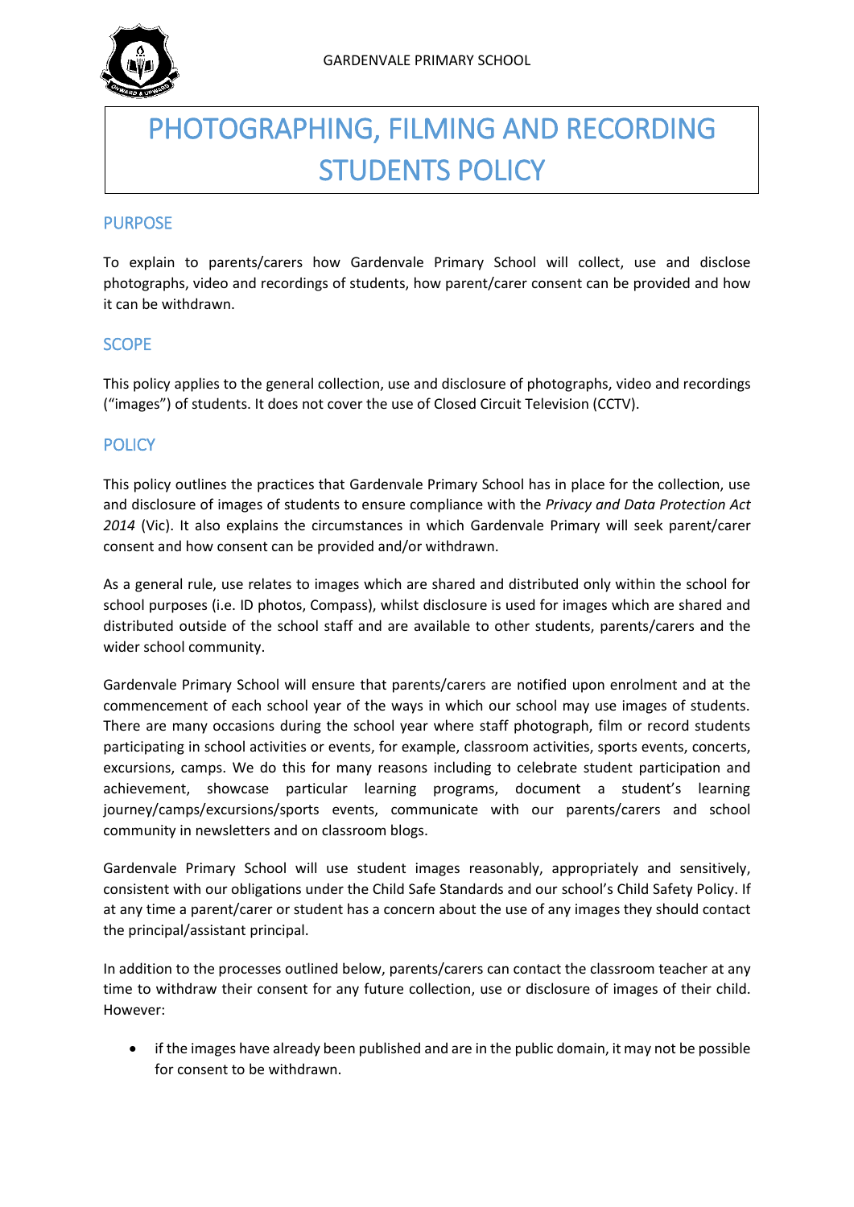GARDENVALE PRIMARY SCHOOL

# PHOTOGRAPHING, FILMING AND RECORDING STUDENTS POLICY

## PURPOSE

To explain to parents/carers how Gardenvale Primary School will collect, use and disclose photographs, video and recordings of students, how parent/carer consent can be provided and how it can be withdrawn.

## SCOPE

This policy applies to the general collection, use and disclosure of photographs, video and recordings ("images") of students. It does not cover the use of Closed Circuit Television (CCTV).

## POLICY

This policy outlines the practices that Gardenvale Primary School has in place for the collection, use and disclosure of images of students to ensure compliance with the *Privacy and Data Protection Act 2014* (Vic). It also explains the circumstances in which Gardenvale Primary will seek parent/carer consent and how consent can be provided and/or withdrawn.

As a general rule, use relates to images which are shared and distributed only within the school for school purposes (i.e. ID photos, Compass), whilst disclosure is used for images which are shared and distributed outside of the school staff and are available to other students, parents/carers and the wider school community.

Gardenvale Primary School will ensure that parents/carers are notified upon enrolment and at the commencement of each school year of the ways in which our school may use images of students. There are many occasions during the school year where staff photograph, film or record students participating in school activities or events, for example, classroom activities, sports events, concerts, excursions, camps. We do this for many reasons including to celebrate student participation and achievement, showcase particular learning programs, document a student's learning journey/camps/excursions/sports events, communicate with our parents/carers and school community in newsletters and on classroom blogs.

Gardenvale Primary School will use student images reasonably, appropriately and sensitively, consistent with our obligations under the Child Safe Standards and our school's Child Safety Policy. If at any time a parent/carer or student has a concern about the use of any images they should contact the principal/assistant principal.

In addition to the processes outlined below, parents/carers can contact the classroom teacher at any time to withdraw their consent for any future collection, use or disclosure of images of their child. However:

- if the images have already been published and are in the public domain, it may not be possible for consent to be withdrawn.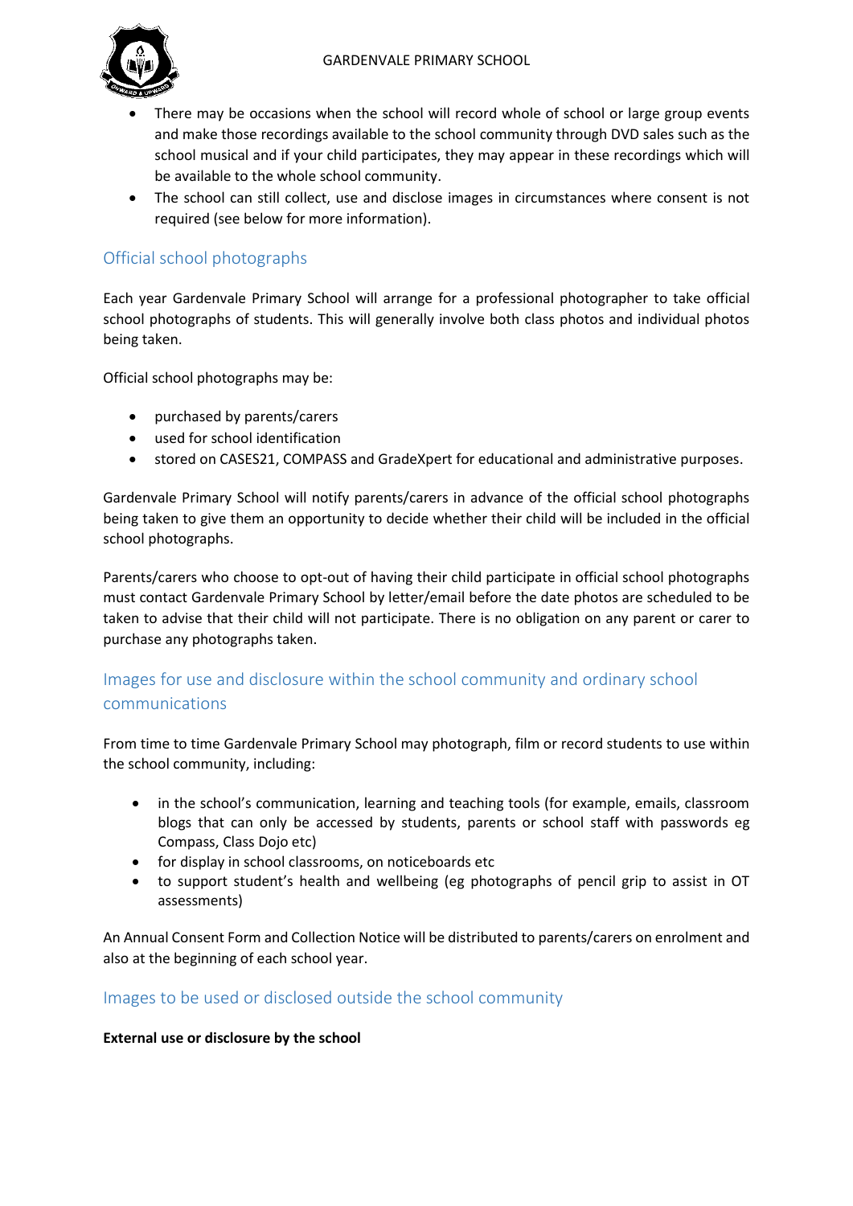- There may be occasions when the school will record whole of school or large group events and make those recordings available to the school community through DVD sales such as the school musical and if your child participates, they may appear in these recordings which will be available to the whole school community.
- The school can still collect, use and disclose images in circumstances where consent is not required (see below for more information).

## Official school photographs

Each year Gardenvale Primary School will arrange for a professional photographer to take official school photographs of students. This will generally involve both class photos and individual photos being taken.

Official school photographs may be:

- purchased by parents/carers
- used for school identification
- stored on CASES21, COMPASS and GradeXpert for educational and administrative purposes.

Gardenvale Primary School will notify parents/carers in advance of the official school photographs being taken to give them an opportunity to decide whether their child will be included in the official school photographs.

Parents/carers who choose to opt-out of having their child participate in official school photographs must contact Gardenvale Primary School by letter/email before the date photos are scheduled to be taken to advise that their child will not participate. There is no obligation on any parent or carer to purchase any photographs taken.

## Images for use and disclosure within the school community and ordinary school communications

From time to time Gardenvale Primary School may photograph, film or record students to use within the school community, including:

- in the school's communication, learning and teaching tools (for example, emails, classroom blogs that can only be accessed by students, parents or school staff with passwords eg Compass, Class Dojo etc)
- for display in school classrooms, on noticeboards etc
- to support student's health and wellbeing (eg photographs of pencil grip to assist in OT assessments)

An Annual Consent Form and Collection Notice will be distributed to parents/carers on enrolment and also at the beginning of each school year.

## Images to be used or disclosed outside the school community

**External use or disclosure by the school**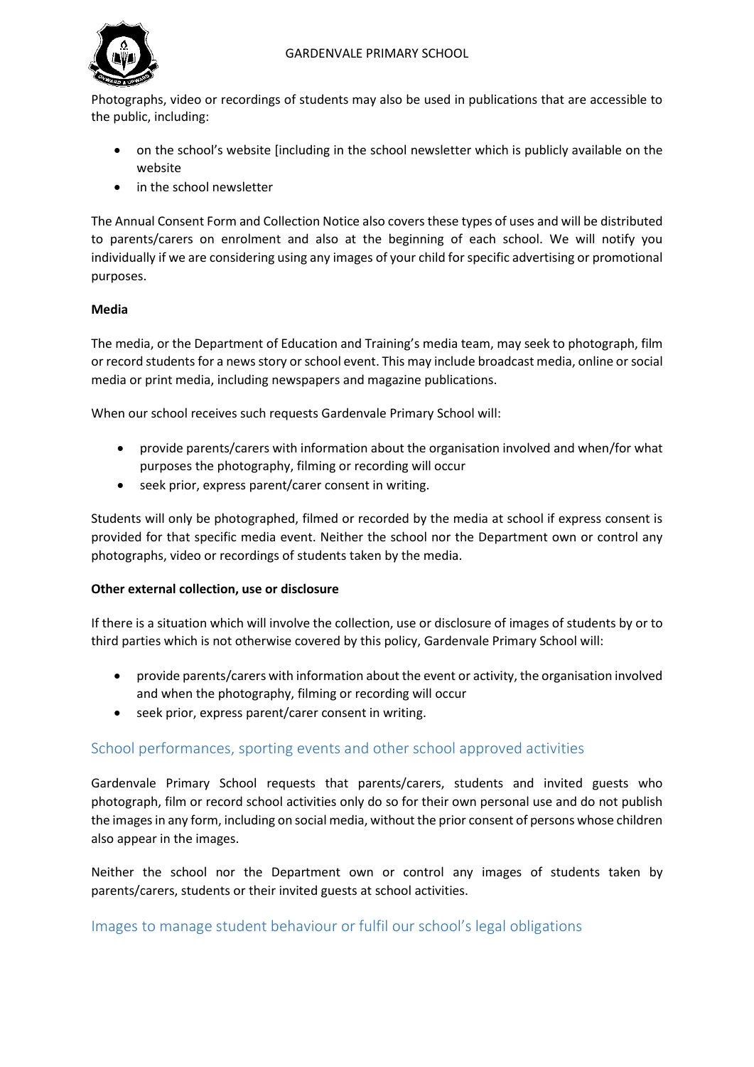Photographs, video or recordings of students may also be used in publications that are accessible to the public, including:

- on the school's website [including in the school newsletter which is publicly available on the website
- in the school newsletter

The Annual Consent Form and Collection Notice also covers these types of uses and will be distributed to parents/carers on enrolment and also at the beginning of each school. We will notify you individually if we are considering using any images of your child for specific advertising or promotional purposes.

**Media**

The media, or the Department of Education and Training's media team, may seek to photograph, film or record students for a news story or school event. This may include broadcast media, online or social media or print media, including newspapers and magazine publications.

When our school receives such requests Gardenvale Primary School will:

- provide parents/carers with information about the organisation involved and when/for what purposes the photography, filming or recording will occur
- seek prior, express parent/carer consent in writing.

Students will only be photographed, filmed or recorded by the media at school if express consent is provided for that specific media event. Neither the school nor the Department own or control any photographs, video or recordings of students taken by the media.

**Other external collection, use or disclosure**

If there is a situation which will involve the collection, use or disclosure of images of students by or to third parties which is not otherwise covered by this policy, Gardenvale Primary School will:

- provide parents/carers with information about the event or activity, the organisation involved and when the photography, filming or recording will occur
- seek prior, express parent/carer consent in writing.

## School performances, sporting events and other school approved activities

Gardenvale Primary School requests that parents/carers, students and invited guests who photograph, film or record school activities only do so for their own personal use and do not publish the images in any form, including on social media, without the prior consent of persons whose children also appear in the images.

Neither the school nor the Department own or control any images of students taken by parents/carers, students or their invited guests at school activities.

## Images to manage student behaviour or fulfil our school's legal obligations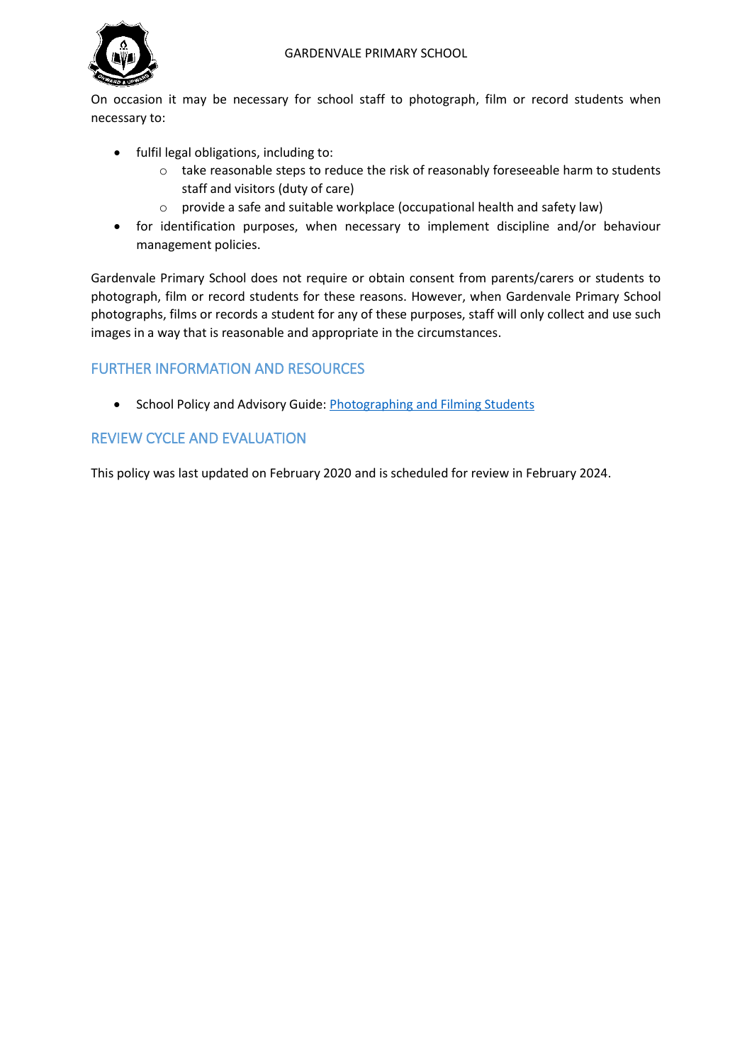On occasion it may be necessary for school staff to photograph, film or record students when necessary to:

- fulfil legal obligations, including to:
  - take reasonable steps to reduce the risk of reasonably foreseeable harm to students staff and visitors (duty of care)
  - provide a safe and suitable workplace (occupational health and safety law)
- for identification purposes, when necessary to implement discipline and/or behaviour management policies.

Gardenvale Primary School does not require or obtain consent from parents/carers or students to photograph, film or record students for these reasons. However, when Gardenvale Primary School photographs, films or records a student for any of these purposes, staff will only collect and use such images in a way that is reasonable and appropriate in the circumstances.

## FURTHER INFORMATION AND RESOURCES

- School Policy and Advisory Guide: Photographing and Filming Students

## REVIEW CYCLE AND EVALUATION

This policy was last updated on February 2020 and is scheduled for review in February 2024.